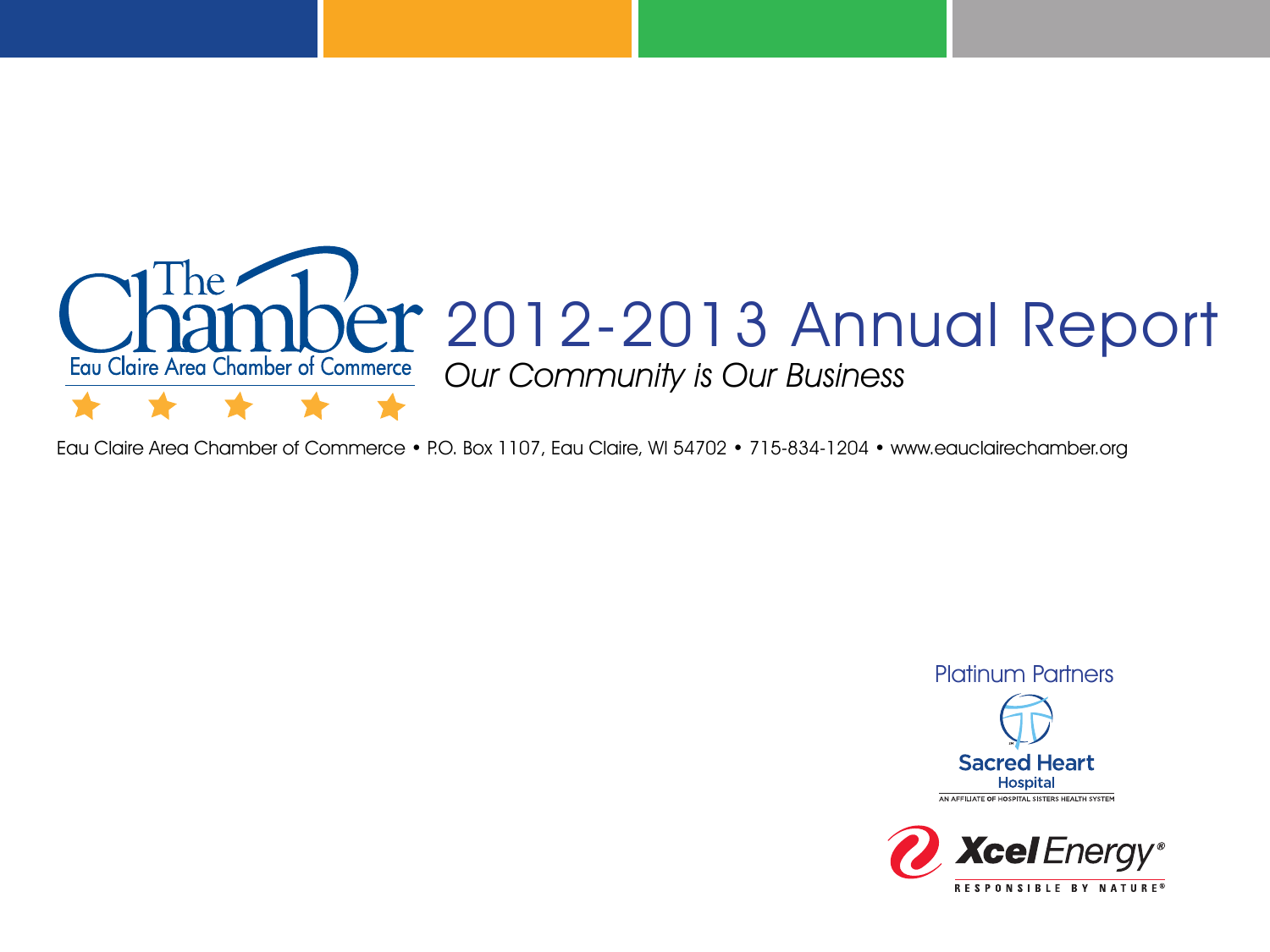The Chamber

Eau Claire Area Chamber of Commerce

# 2012-2013 Annual Report

*Our Community is Our Business*

Eau Claire Area Chamber of Commerce • P.O. Box 1107, Eau Claire, WI 54702 • 715-834-1204 • www.eauclairechamber.org

Platinum Partners

Sacred Heart Hospital

AN AFFILIATE OF HOSPITAL SISTERS HEALTH SYSTEM

Xcel Energy®

RESPONSIBLE BY NATURE®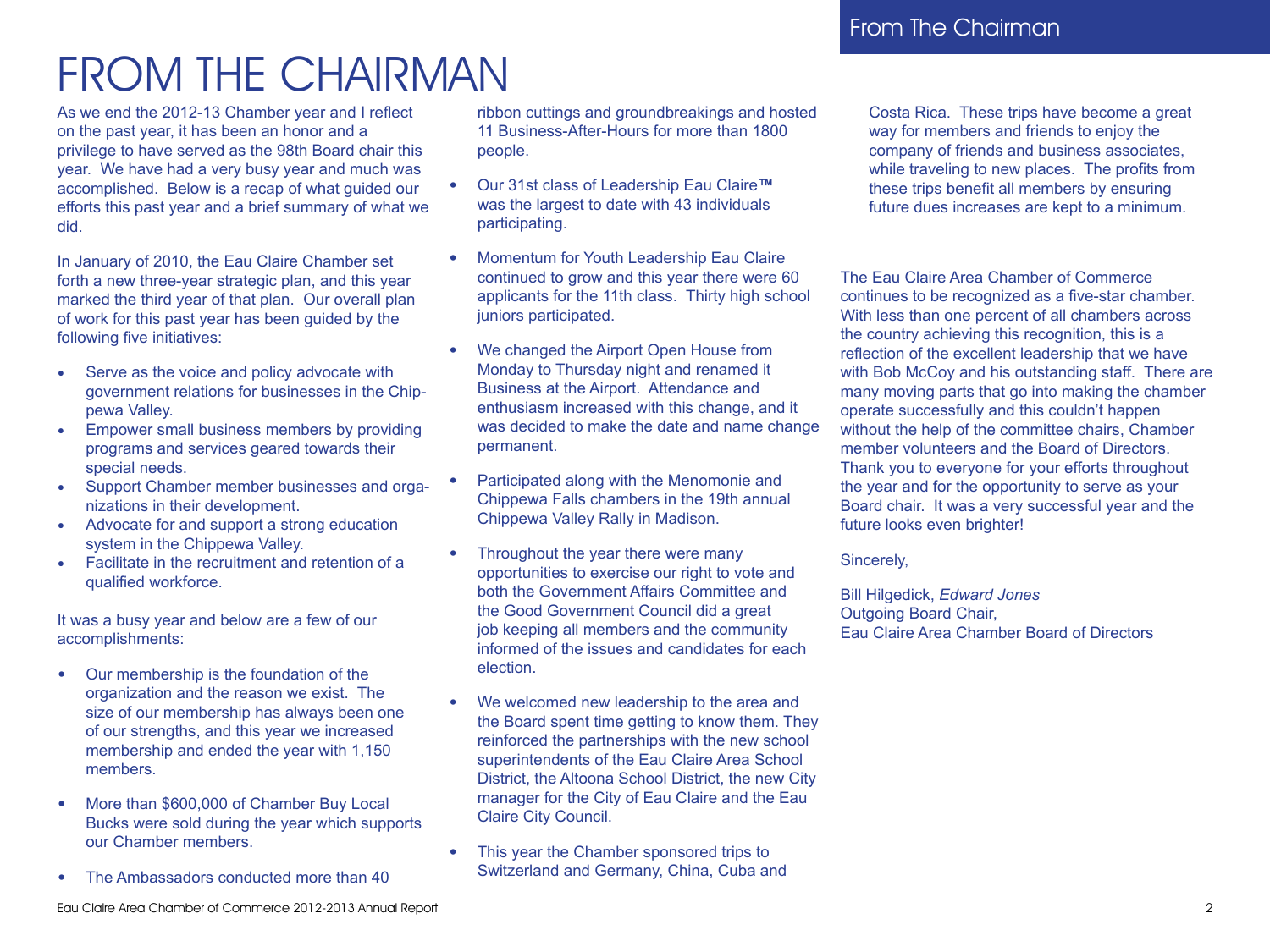# FROM THE CHAIRMAN

As we end the 2012-13 Chamber year and I reflect on the past year, it has been an honor and a privilege to have served as the 98th Board chair this year. We have had a very busy year and much was accomplished. Below is a recap of what guided our efforts this past year and a brief summary of what we did.

In January of 2010, the Eau Claire Chamber set forth a new three-year strategic plan, and this year marked the third year of that plan. Our overall plan of work for this past year has been guided by the following five initiatives:

- Serve as the voice and policy advocate with government relations for businesses in the Chippewa Valley.
- Empower small business members by providing programs and services geared towards their special needs.
- Support Chamber member businesses and organizations in their development.
- Advocate for and support a strong education system in the Chippewa Valley.
- Facilitate in the recruitment and retention of a qualified workforce.

It was a busy year and below are a few of our accomplishments:

- Our membership is the foundation of the organization and the reason we exist. The size of our membership has always been one of our strengths, and this year we increased membership and ended the year with 1,150 members.
- More than $600,000 of Chamber Buy Local Bucks were sold during the year which supports our Chamber members.
- The Ambassadors conducted more than 40 ribbon cuttings and groundbreakings and hosted 11 Business-After-Hours for more than 1800 people.
- Our 31st class of Leadership Eau Claire™ was the largest to date with 43 individuals participating.
- Momentum for Youth Leadership Eau Claire continued to grow and this year there were 60 applicants for the 11th class. Thirty high school juniors participated.
- We changed the Airport Open House from Monday to Thursday night and renamed it Business at the Airport. Attendance and enthusiasm increased with this change, and it was decided to make the date and name change permanent.
- Participated along with the Menomonie and Chippewa Falls chambers in the 19th annual Chippewa Valley Rally in Madison.
- Throughout the year there were many opportunities to exercise our right to vote and both the Government Affairs Committee and the Good Government Council did a great job keeping all members and the community informed of the issues and candidates for each election.
- We welcomed new leadership to the area and the Board spent time getting to know them. They reinforced the partnerships with the new school superintendents of the Eau Claire Area School District, the Altoona School District, the new City manager for the City of Eau Claire and the Eau Claire City Council.
- This year the Chamber sponsored trips to Switzerland and Germany, China, Cuba and Costa Rica. These trips have become a great way for members and friends to enjoy the company of friends and business associates, while traveling to new places. The profits from these trips benefit all members by ensuring future dues increases are kept to a minimum.

The Eau Claire Area Chamber of Commerce continues to be recognized as a five-star chamber. With less than one percent of all chambers across the country achieving this recognition, this is a reflection of the excellent leadership that we have with Bob McCoy and his outstanding staff. There are many moving parts that go into making the chamber operate successfully and this couldn't happen without the help of the committee chairs, Chamber member volunteers and the Board of Directors. Thank you to everyone for your efforts throughout the year and for the opportunity to serve as your Board chair. It was a very successful year and the future looks even brighter!

Sincerely,

Bill Hilgedick, *Edward Jones*
Outgoing Board Chair,
Eau Claire Area Chamber Board of Directors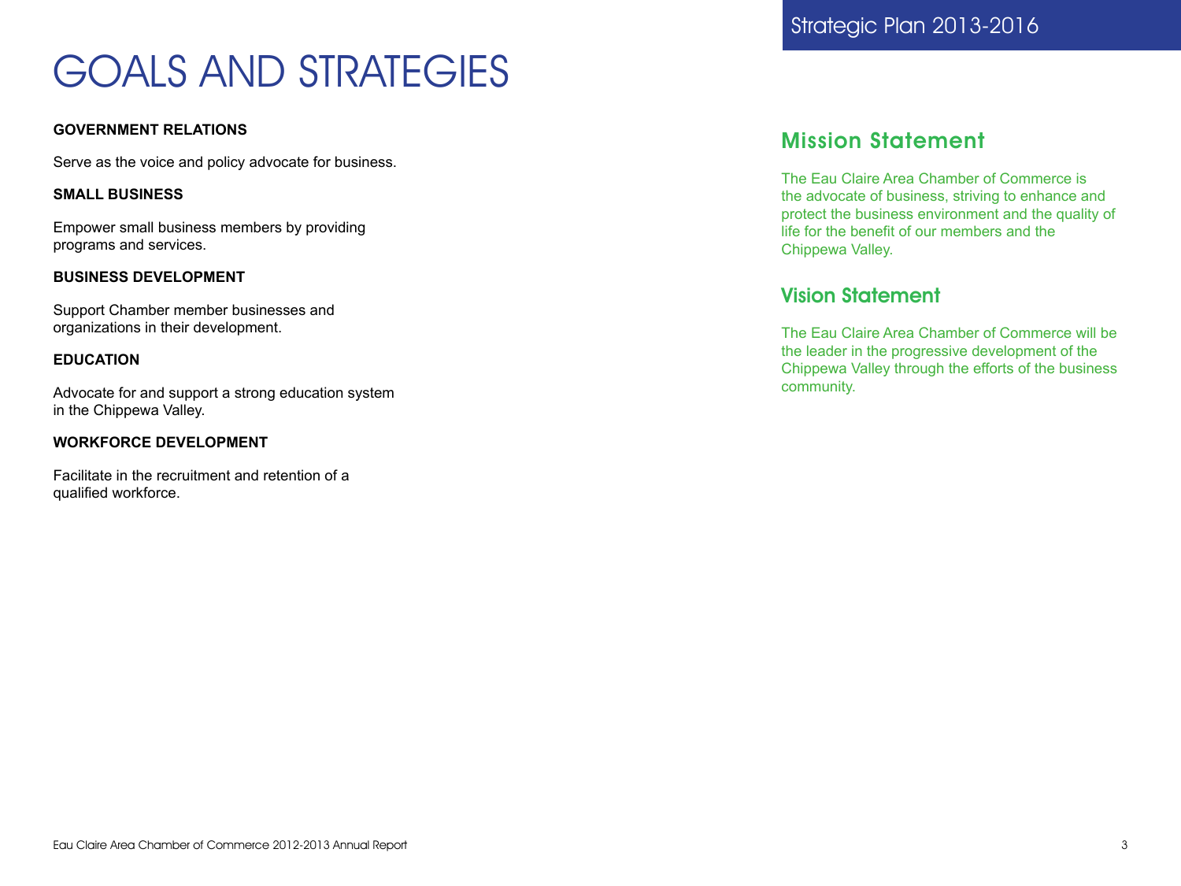# GOALS AND STRATEGIES

**GOVERNMENT RELATIONS**

Serve as the voice and policy advocate for business.

**SMALL BUSINESS**

Empower small business members by providing programs and services.

**BUSINESS DEVELOPMENT**

Support Chamber member businesses and organizations in their development.

**EDUCATION**

Advocate for and support a strong education system in the Chippewa Valley.

**WORKFORCE DEVELOPMENT**

Facilitate in the recruitment and retention of a qualified workforce.

Strategic Plan 2013-2016

## Mission Statement

The Eau Claire Area Chamber of Commerce is the advocate of business, striving to enhance and protect the business environment and the quality of life for the benefit of our members and the Chippewa Valley.

## Vision Statement

The Eau Claire Area Chamber of Commerce will be the leader in the progressive development of the Chippewa Valley through the efforts of the business community.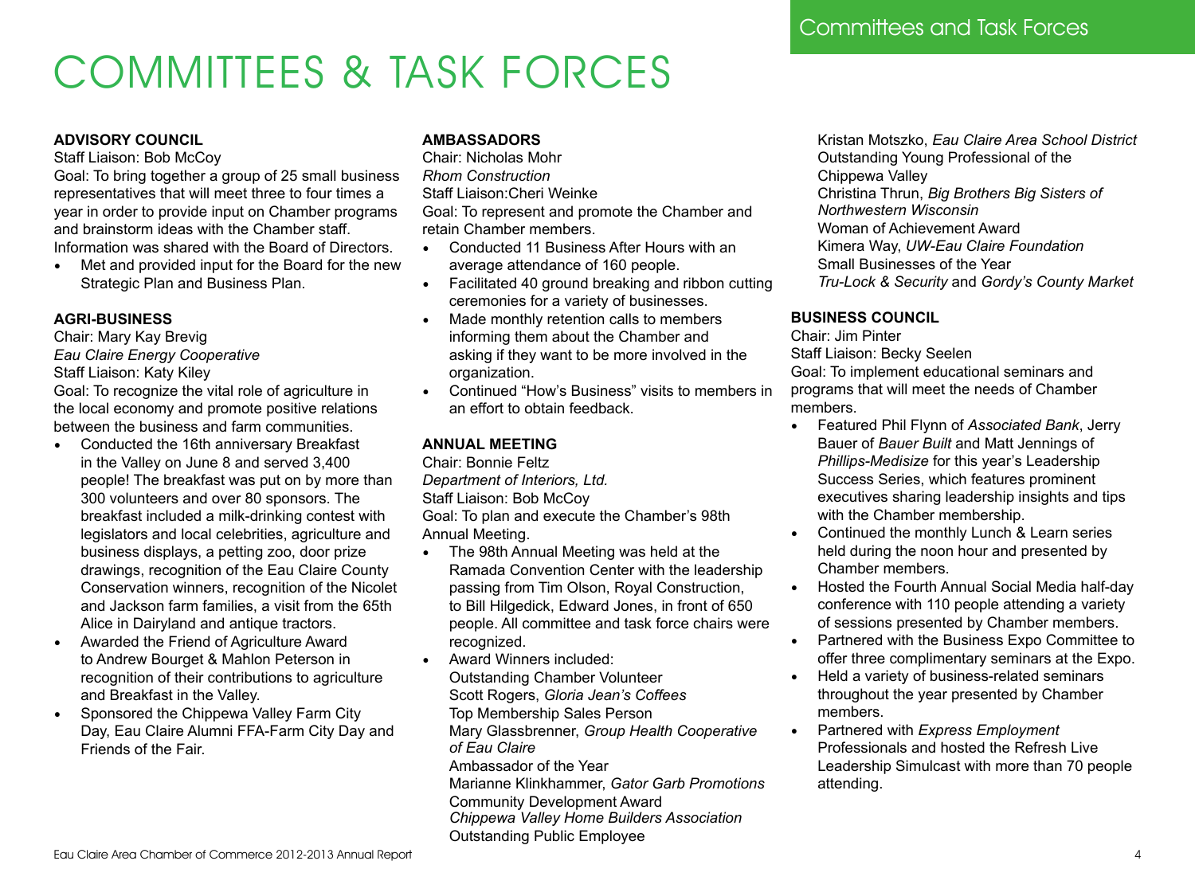# COMMITTEES & TASK FORCES

**ADVISORY COUNCIL**

Staff Liaison: Bob McCoy

Goal: To bring together a group of 25 small business representatives that will meet three to four times a year in order to provide input on Chamber programs and brainstorm ideas with the Chamber staff. Information was shared with the Board of Directors.

- Met and provided input for the Board for the new Strategic Plan and Business Plan.

**AGRI-BUSINESS**

Chair: Mary Kay Brevig
*Eau Claire Energy Cooperative*
Staff Liaison: Katy Kiley

Goal: To recognize the vital role of agriculture in the local economy and promote positive relations between the business and farm communities.

- Conducted the 16th anniversary Breakfast in the Valley on June 8 and served 3,400 people! The breakfast was put on by more than 300 volunteers and over 80 sponsors. The breakfast included a milk-drinking contest with legislators and local celebrities, agriculture and business displays, a petting zoo, door prize drawings, recognition of the Eau Claire County Conservation winners, recognition of the Nicolet and Jackson farm families, a visit from the 65th Alice in Dairyland and antique tractors.
- Awarded the Friend of Agriculture Award to Andrew Bourget & Mahlon Peterson in recognition of their contributions to agriculture and Breakfast in the Valley.
- Sponsored the Chippewa Valley Farm City Day, Eau Claire Alumni FFA-Farm City Day and Friends of the Fair.

**AMBASSADORS**

Chair: Nicholas Mohr
*Rhom Construction*
Staff Liaison:Cheri Weinke

Goal: To represent and promote the Chamber and retain Chamber members.

- Conducted 11 Business After Hours with an average attendance of 160 people.
- Facilitated 40 ground breaking and ribbon cutting ceremonies for a variety of businesses.
- Made monthly retention calls to members informing them about the Chamber and asking if they want to be more involved in the organization.
- Continued "How's Business" visits to members in an effort to obtain feedback.

**ANNUAL MEETING**

Chair: Bonnie Feltz
*Department of Interiors, Ltd.*
Staff Liaison: Bob McCoy

Goal: To plan and execute the Chamber's 98th Annual Meeting.

- The 98th Annual Meeting was held at the Ramada Convention Center with the leadership passing from Tim Olson, Royal Construction, to Bill Hilgedick, Edward Jones, in front of 650 people. All committee and task force chairs were recognized.
- Award Winners included:
  Outstanding Chamber Volunteer
  Scott Rogers, *Gloria Jean's Coffees*
  Top Membership Sales Person
  Mary Glassbrenner, *Group Health Cooperative of Eau Claire*
  Ambassador of the Year
  Marianne Klinkhammer, *Gator Garb Promotions*
  Community Development Award
  *Chippewa Valley Home Builders Association*
  Outstanding Public Employee
  Kristan Motszko, *Eau Claire Area School District*
  Outstanding Young Professional of the Chippewa Valley
  Christina Thrun, *Big Brothers Big Sisters of Northwestern Wisconsin*
  Woman of Achievement Award
  Kimera Way, *UW-Eau Claire Foundation*
  Small Businesses of the Year
  *Tru-Lock & Security* and *Gordy's County Market*

**BUSINESS COUNCIL**

Chair: Jim Pinter
Staff Liaison: Becky Seelen

Goal: To implement educational seminars and programs that will meet the needs of Chamber members.

- Featured Phil Flynn of *Associated Bank*, Jerry Bauer of *Bauer Built* and Matt Jennings of *Phillips-Medisize* for this year's Leadership Success Series, which features prominent executives sharing leadership insights and tips with the Chamber membership.
- Continued the monthly Lunch & Learn series held during the noon hour and presented by Chamber members.
- Hosted the Fourth Annual Social Media half-day conference with 110 people attending a variety of sessions presented by Chamber members.
- Partnered with the Business Expo Committee to offer three complimentary seminars at the Expo.
- Held a variety of business-related seminars throughout the year presented by Chamber members.
- Partnered with *Express Employment* Professionals and hosted the Refresh Live Leadership Simulcast with more than 70 people attending.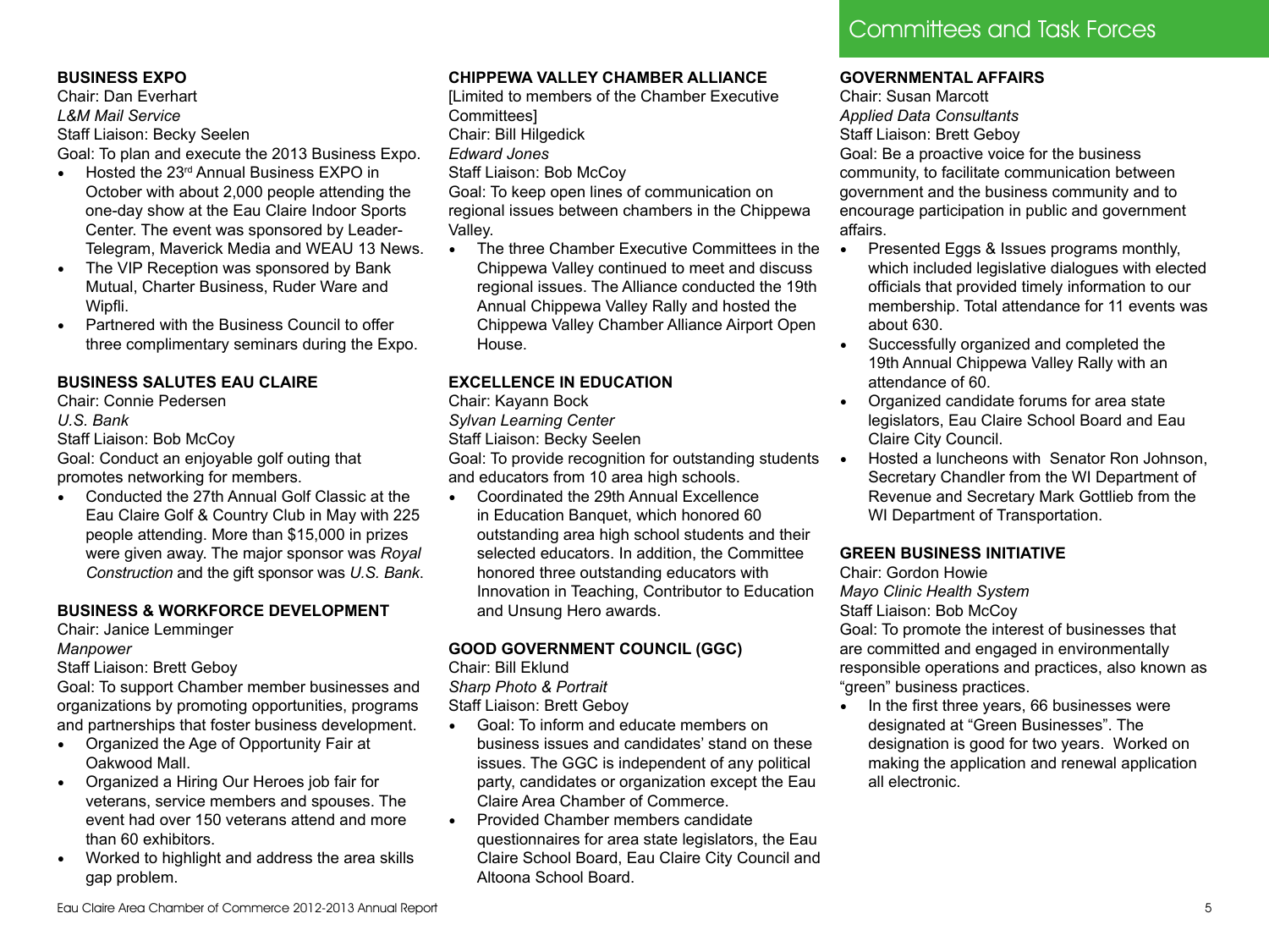# Committees and Task Forces

## BUSINESS EXPO

Chair: Dan Everhart
*L&M Mail Service*
Staff Liaison: Becky Seelen
Goal: To plan and execute the 2013 Business Expo.

- Hosted the 23rd Annual Business EXPO in October with about 2,000 people attending the one-day show at the Eau Claire Indoor Sports Center. The event was sponsored by Leader-Telegram, Maverick Media and WEAU 13 News.
- The VIP Reception was sponsored by Bank Mutual, Charter Business, Ruder Ware and Wipfli.
- Partnered with the Business Council to offer three complimentary seminars during the Expo.

## BUSINESS SALUTES EAU CLAIRE

Chair: Connie Pedersen
*U.S. Bank*
Staff Liaison: Bob McCoy
Goal: Conduct an enjoyable golf outing that promotes networking for members.

- Conducted the 27th Annual Golf Classic at the Eau Claire Golf & Country Club in May with 225 people attending. More than $15,000 in prizes were given away. The major sponsor was *Royal Construction* and the gift sponsor was *U.S. Bank*.

## BUSINESS & WORKFORCE DEVELOPMENT

Chair: Janice Lemminger
*Manpower*
Staff Liaison: Brett Geboy
Goal: To support Chamber member businesses and organizations by promoting opportunities, programs and partnerships that foster business development.

- Organized the Age of Opportunity Fair at Oakwood Mall.
- Organized a Hiring Our Heroes job fair for veterans, service members and spouses. The event had over 150 veterans attend and more than 60 exhibitors.
- Worked to highlight and address the area skills gap problem.

## CHIPPEWA VALLEY CHAMBER ALLIANCE

[Limited to members of the Chamber Executive Committees]
Chair: Bill Hilgedick
*Edward Jones*
Staff Liaison: Bob McCoy
Goal: To keep open lines of communication on regional issues between chambers in the Chippewa Valley.

- The three Chamber Executive Committees in the Chippewa Valley continued to meet and discuss regional issues. The Alliance conducted the 19th Annual Chippewa Valley Rally and hosted the Chippewa Valley Chamber Alliance Airport Open House.

## EXCELLENCE IN EDUCATION

Chair: Kayann Bock
*Sylvan Learning Center*
Staff Liaison: Becky Seelen
Goal: To provide recognition for outstanding students and educators from 10 area high schools.

- Coordinated the 29th Annual Excellence in Education Banquet, which honored 60 outstanding area high school students and their selected educators. In addition, the Committee honored three outstanding educators with Innovation in Teaching, Contributor to Education and Unsung Hero awards.

## GOOD GOVERNMENT COUNCIL (GGC)

Chair: Bill Eklund
*Sharp Photo & Portrait*
Staff Liaison: Brett Geboy

- Goal: To inform and educate members on business issues and candidates' stand on these issues. The GGC is independent of any political party, candidates or organization except the Eau Claire Area Chamber of Commerce.
- Provided Chamber members candidate questionnaires for area state legislators, the Eau Claire School Board, Eau Claire City Council and Altoona School Board.

## GOVERNMENTAL AFFAIRS

Chair: Susan Marcott
*Applied Data Consultants*
Staff Liaison: Brett Geboy
Goal: Be a proactive voice for the business community, to facilitate communication between government and the business community and to encourage participation in public and government affairs.

- Presented Eggs & Issues programs monthly, which included legislative dialogues with elected officials that provided timely information to our membership. Total attendance for 11 events was about 630.
- Successfully organized and completed the 19th Annual Chippewa Valley Rally with an attendance of 60.
- Organized candidate forums for area state legislators, Eau Claire School Board and Eau Claire City Council.
- Hosted a luncheons with Senator Ron Johnson, Secretary Chandler from the WI Department of Revenue and Secretary Mark Gottlieb from the WI Department of Transportation.

## GREEN BUSINESS INITIATIVE

Chair: Gordon Howie
*Mayo Clinic Health System*
Staff Liaison: Bob McCoy
Goal: To promote the interest of businesses that are committed and engaged in environmentally responsible operations and practices, also known as "green" business practices.

- In the first three years, 66 businesses were designated at "Green Businesses". The designation is good for two years. Worked on making the application and renewal application all electronic.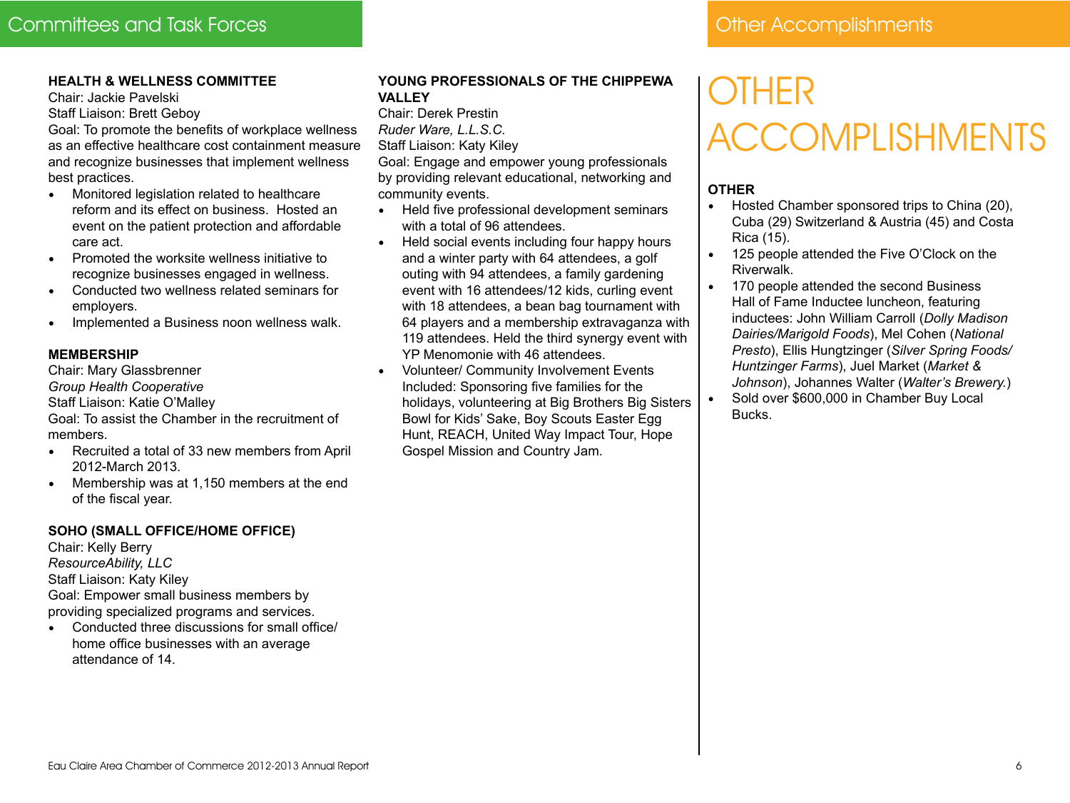## Committees and Task Forces

### HEALTH & WELLNESS COMMITTEE

Chair: Jackie Pavelski
Staff Liaison: Brett Geboy
Goal: To promote the benefits of workplace wellness as an effective healthcare cost containment measure and recognize businesses that implement wellness best practices.

- Monitored legislation related to healthcare reform and its effect on business. Hosted an event on the patient protection and affordable care act.
- Promoted the worksite wellness initiative to recognize businesses engaged in wellness.
- Conducted two wellness related seminars for employers.
- Implemented a Business noon wellness walk.

### MEMBERSHIP

Chair: Mary Glassbrenner
*Group Health Cooperative*
Staff Liaison: Katie O'Malley
Goal: To assist the Chamber in the recruitment of members.

- Recruited a total of 33 new members from April 2012-March 2013.
- Membership was at 1,150 members at the end of the fiscal year.

### SOHO (SMALL OFFICE/HOME OFFICE)

Chair: Kelly Berry
*ResourceAbility, LLC*
Staff Liaison: Katy Kiley
Goal: Empower small business members by providing specialized programs and services.

- Conducted three discussions for small office/ home office businesses with an average attendance of 14.

### YOUNG PROFESSIONALS OF THE CHIPPEWA VALLEY

Chair: Derek Prestin
*Ruder Ware, L.L.S.C.*
Staff Liaison: Katy Kiley
Goal: Engage and empower young professionals by providing relevant educational, networking and community events.

- Held five professional development seminars with a total of 96 attendees.
- Held social events including four happy hours and a winter party with 64 attendees, a golf outing with 94 attendees, a family gardening event with 16 attendees/12 kids, curling event with 18 attendees, a bean bag tournament with 64 players and a membership extravaganza with 119 attendees. Held the third synergy event with YP Menomonie with 46 attendees.
- Volunteer/ Community Involvement Events Included: Sponsoring five families for the holidays, volunteering at Big Brothers Big Sisters Bowl for Kids' Sake, Boy Scouts Easter Egg Hunt, REACH, United Way Impact Tour, Hope Gospel Mission and Country Jam.

## Other Accomplishments

# OTHER ACCOMPLISHMENTS

### OTHER

- Hosted Chamber sponsored trips to China (20), Cuba (29) Switzerland & Austria (45) and Costa Rica (15).
- 125 people attended the Five O'Clock on the Riverwalk.
- 170 people attended the second Business Hall of Fame Inductee luncheon, featuring inductees: John William Carroll (*Dolly Madison Dairies/Marigold Foods*), Mel Cohen (*National Presto*), Ellis Hungtzinger (*Silver Spring Foods/ Huntzinger Farms*), Juel Market (*Market & Johnson*), Johannes Walter (*Walter's Brewery.*)
- Sold over $600,000 in Chamber Buy Local Bucks.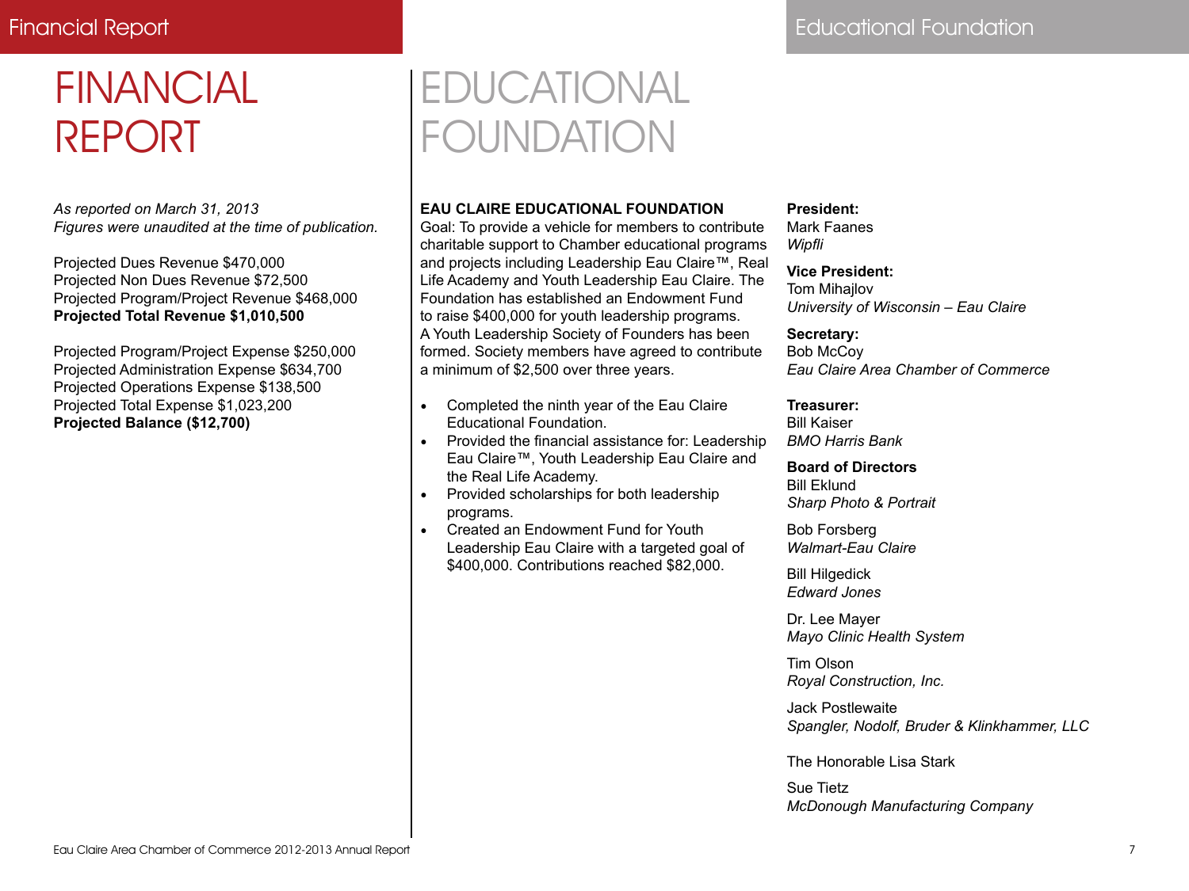# FINANCIAL REPORT

*As reported on March 31, 2013*
*Figures were unaudited at the time of publication.*

Projected Dues Revenue $470,000
Projected Non Dues Revenue $72,500
Projected Program/Project Revenue $468,000
**Projected Total Revenue $1,010,500**

Projected Program/Project Expense $250,000
Projected Administration Expense $634,700
Projected Operations Expense $138,500
Projected Total Expense $1,023,200
**Projected Balance ($12,700)**

# EDUCATIONAL FOUNDATION

**EAU CLAIRE EDUCATIONAL FOUNDATION**
Goal: To provide a vehicle for members to contribute charitable support to Chamber educational programs and projects including Leadership Eau Claire™, Real Life Academy and Youth Leadership Eau Claire. The Foundation has established an Endowment Fund to raise $400,000 for youth leadership programs. A Youth Leadership Society of Founders has been formed. Society members have agreed to contribute a minimum of $2,500 over three years.

- Completed the ninth year of the Eau Claire Educational Foundation.
- Provided the financial assistance for: Leadership Eau Claire™, Youth Leadership Eau Claire and the Real Life Academy.
- Provided scholarships for both leadership programs.
- Created an Endowment Fund for Youth Leadership Eau Claire with a targeted goal of $400,000. Contributions reached $82,000.

**President:**
Mark Faanes
*Wipfli*

**Vice President:**
Tom Mihajlov
*University of Wisconsin – Eau Claire*

**Secretary:**
Bob McCoy
*Eau Claire Area Chamber of Commerce*

**Treasurer:**
Bill Kaiser
*BMO Harris Bank*

**Board of Directors**
Bill Eklund
*Sharp Photo & Portrait*

Bob Forsberg
*Walmart-Eau Claire*

Bill Hilgedick
*Edward Jones*

Dr. Lee Mayer
*Mayo Clinic Health System*

Tim Olson
*Royal Construction, Inc.*

Jack Postlewaite
*Spangler, Nodolf, Bruder & Klinkhammer, LLC*

The Honorable Lisa Stark

Sue Tietz
*McDonough Manufacturing Company*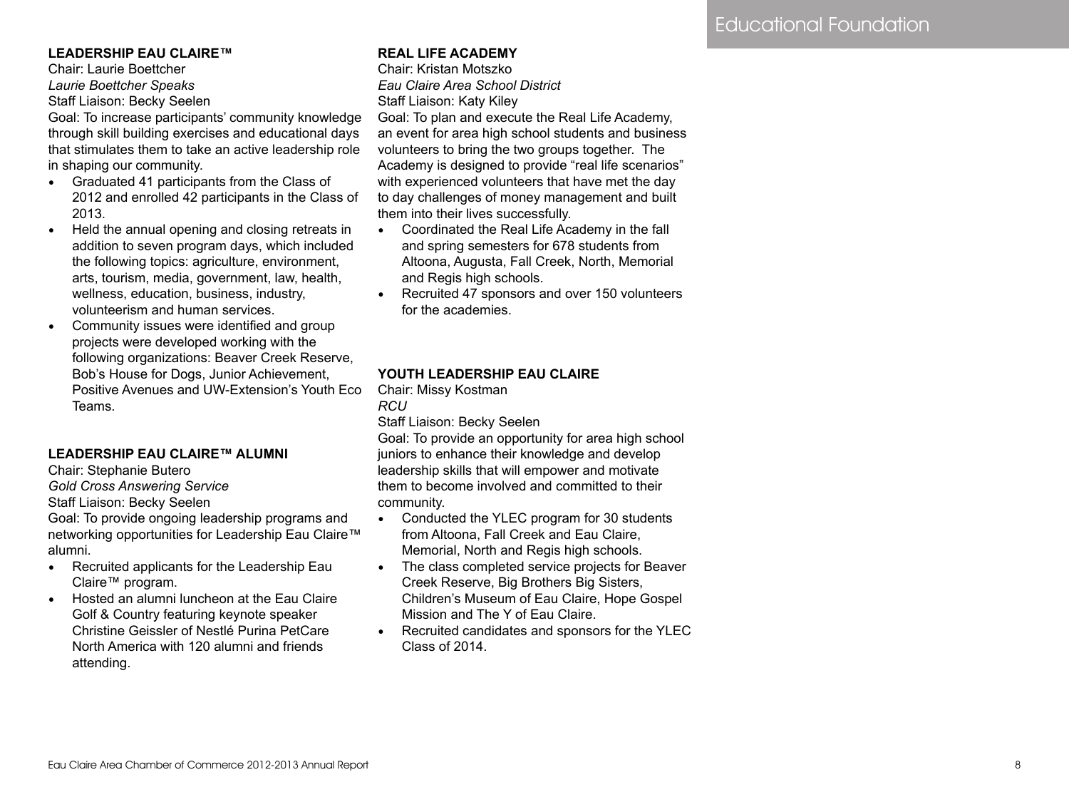## LEADERSHIP EAU CLAIRE™

Chair: Laurie Boettcher

*Laurie Boettcher Speaks*

Staff Liaison: Becky Seelen

Goal: To increase participants' community knowledge through skill building exercises and educational days that stimulates them to take an active leadership role in shaping our community.

- Graduated 41 participants from the Class of 2012 and enrolled 42 participants in the Class of 2013.
- Held the annual opening and closing retreats in addition to seven program days, which included the following topics: agriculture, environment, arts, tourism, media, government, law, health, wellness, education, business, industry, volunteerism and human services.
- Community issues were identified and group projects were developed working with the following organizations: Beaver Creek Reserve, Bob's House for Dogs, Junior Achievement, Positive Avenues and UW-Extension's Youth Eco Teams.

## LEADERSHIP EAU CLAIRE™ ALUMNI

Chair: Stephanie Butero

*Gold Cross Answering Service*

Staff Liaison: Becky Seelen

Goal: To provide ongoing leadership programs and networking opportunities for Leadership Eau Claire™ alumni.

- Recruited applicants for the Leadership Eau Claire™ program.
- Hosted an alumni luncheon at the Eau Claire Golf & Country featuring keynote speaker Christine Geissler of Nestlé Purina PetCare North America with 120 alumni and friends attending.

## REAL LIFE ACADEMY

Chair: Kristan Motszko

*Eau Claire Area School District*

Staff Liaison: Katy Kiley

Goal: To plan and execute the Real Life Academy, an event for area high school students and business volunteers to bring the two groups together. The Academy is designed to provide "real life scenarios" with experienced volunteers that have met the day to day challenges of money management and built them into their lives successfully.

- Coordinated the Real Life Academy in the fall and spring semesters for 678 students from Altoona, Augusta, Fall Creek, North, Memorial and Regis high schools.
- Recruited 47 sponsors and over 150 volunteers for the academies.

## YOUTH LEADERSHIP EAU CLAIRE

Chair: Missy Kostman

*RCU*

Staff Liaison: Becky Seelen

Goal: To provide an opportunity for area high school juniors to enhance their knowledge and develop leadership skills that will empower and motivate them to become involved and committed to their community.

- Conducted the YLEC program for 30 students from Altoona, Fall Creek and Eau Claire, Memorial, North and Regis high schools.
- The class completed service projects for Beaver Creek Reserve, Big Brothers Big Sisters, Children's Museum of Eau Claire, Hope Gospel Mission and The Y of Eau Claire.
- Recruited candidates and sponsors for the YLEC Class of 2014.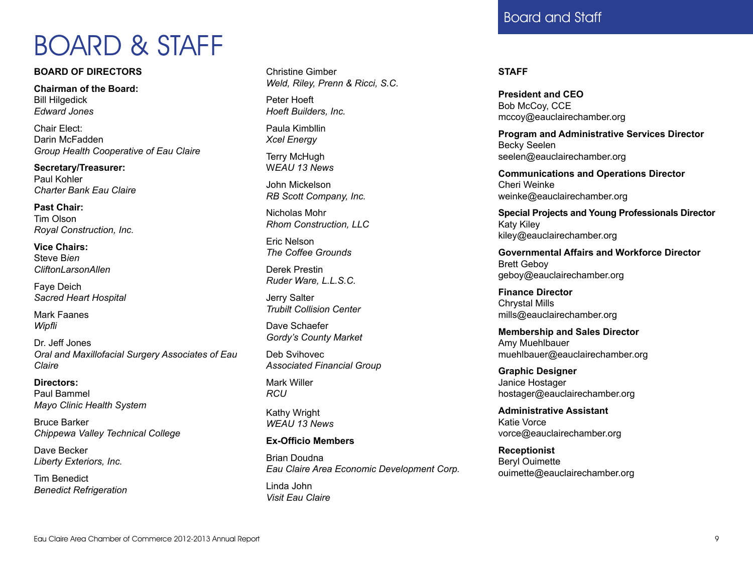# BOARD & STAFF

## BOARD OF DIRECTORS

**Chairman of the Board:**
Bill Hilgedick
*Edward Jones*

Chair Elect:
Darin McFadden
*Group Health Cooperative of Eau Claire*

**Secretary/Treasurer:**
Paul Kohler
*Charter Bank Eau Claire*

**Past Chair:**
Tim Olson
*Royal Construction, Inc.*

**Vice Chairs:**
Steve Bien
*CliftonLarsonAllen*

Faye Deich
*Sacred Heart Hospital*

Mark Faanes
*Wipfli*

Dr. Jeff Jones
*Oral and Maxillofacial Surgery Associates of Eau Claire*

**Directors:**
Paul Bammel
*Mayo Clinic Health System*

Bruce Barker
*Chippewa Valley Technical College*

Dave Becker
*Liberty Exteriors, Inc.*

Tim Benedict
*Benedict Refrigeration*

Christine Gimber
*Weld, Riley, Prenn & Ricci, S.C.*

Peter Hoeft
*Hoeft Builders, Inc.*

Paula Kimbllin
*Xcel Energy*

Terry McHugh
*WEAU 13 News*

John Mickelson
*RB Scott Company, Inc.*

Nicholas Mohr
*Rhom Construction, LLC*

Eric Nelson
*The Coffee Grounds*

Derek Prestin
*Ruder Ware, L.L.S.C.*

Jerry Salter
*Trubilt Collision Center*

Dave Schaefer
*Gordy's County Market*

Deb Svihovec
*Associated Financial Group*

Mark Willer
*RCU*

Kathy Wright
*WEAU 13 News*

**Ex-Officio Members**

Brian Doudna
*Eau Claire Area Economic Development Corp.*

Linda John
*Visit Eau Claire*

## STAFF

**President and CEO**
Bob McCoy, CCE
mccoy@eauclairechamber.org

**Program and Administrative Services Director**
Becky Seelen
seelen@eauclairechamber.org

**Communications and Operations Director**
Cheri Weinke
weinke@eauclairechamber.org

**Special Projects and Young Professionals Director**
Katy Kiley
kiley@eauclairechamber.org

**Governmental Affairs and Workforce Director**
Brett Geboy
geboy@eauclairechamber.org

**Finance Director**
Chrystal Mills
mills@eauclairechamber.org

**Membership and Sales Director**
Amy Muehlbauer
muehlbauer@eauclairechamber.org

**Graphic Designer**
Janice Hostager
hostager@eauclairechamber.org

**Administrative Assistant**
Katie Vorce
vorce@eauclairechamber.org

**Receptionist**
Beryl Ouimette
ouimette@eauclairechamber.org